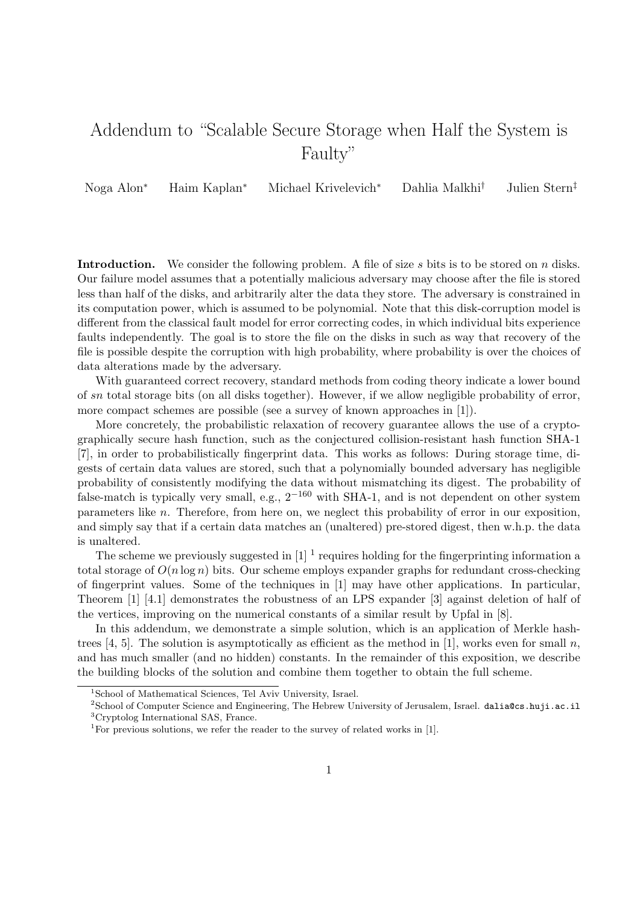# Addendum to "Scalable Secure Storage when Half the System is Faulty"

Noga Alon[*] Haim Kaplan[*] Michael Krivelevich[*] Dahlia Malkhi[†] Julien Stern[‡]

**Introduction.** We consider the following problem. A file of size $s$ bits is to be stored on $n$ disks. Our failure model assumes that a potentially malicious adversary may choose after the file is stored less than half of the disks, and arbitrarily alter the data they store. The adversary is constrained in its computation power, which is assumed to be polynomial. Note that this disk-corruption model is different from the classical fault model for error correcting codes, in which individual bits experience faults independently. The goal is to store the file on the disks in such as way that recovery of the file is possible despite the corruption with high probability, where probability is over the choices of data alterations made by the adversary.

With guaranteed correct recovery, standard methods from coding theory indicate a lower bound of $sn$ total storage bits (on all disks together). However, if we allow negligible probability of error, more compact schemes are possible (see a survey of known approaches in [1]).

More concretely, the probabilistic relaxation of recovery guarantee allows the use of a cryptographically secure hash function, such as the conjectured collision-resistant hash function SHA-1 [7], in order to probabilistically fingerprint data. This works as follows: During storage time, digests of certain data values are stored, such that a polynomially bounded adversary has negligible probability of consistently modifying the data without mismatching its digest. The probability of false-match is typically very small, e.g., $2^{-160}$ with SHA-1, and is not dependent on other system parameters like $n$. Therefore, from here on, we neglect this probability of error in our exposition, and simply say that if a certain data matches an (unaltered) pre-stored digest, then w.h.p. the data is unaltered.

The scheme we previously suggested in [1] [1] requires holding for the fingerprinting information a total storage of $O(n \log n)$ bits. Our scheme employs expander graphs for redundant cross-checking of fingerprint values. Some of the techniques in [1] may have other applications. In particular, Theorem [1] [4.1] demonstrates the robustness of an LPS expander [3] against deletion of half of the vertices, improving on the numerical constants of a similar result by Upfal in [8].

In this addendum, we demonstrate a simple solution, which is an application of Merkle hash-trees [4, 5]. The solution is asymptotically as efficient as the method in [1], works even for small $n$, and has much smaller (and no hidden) constants. In the remainder of this exposition, we describe the building blocks of the solution and combine them together to obtain the full scheme.

---

[*] School of Mathematical Sciences, Tel Aviv University, Israel.

[†] School of Computer Science and Engineering, The Hebrew University of Jerusalem, Israel. dalia@cs.huji.ac.il

[‡] Cryptolog International SAS, France.

[1] For previous solutions, we refer the reader to the survey of related works in [1].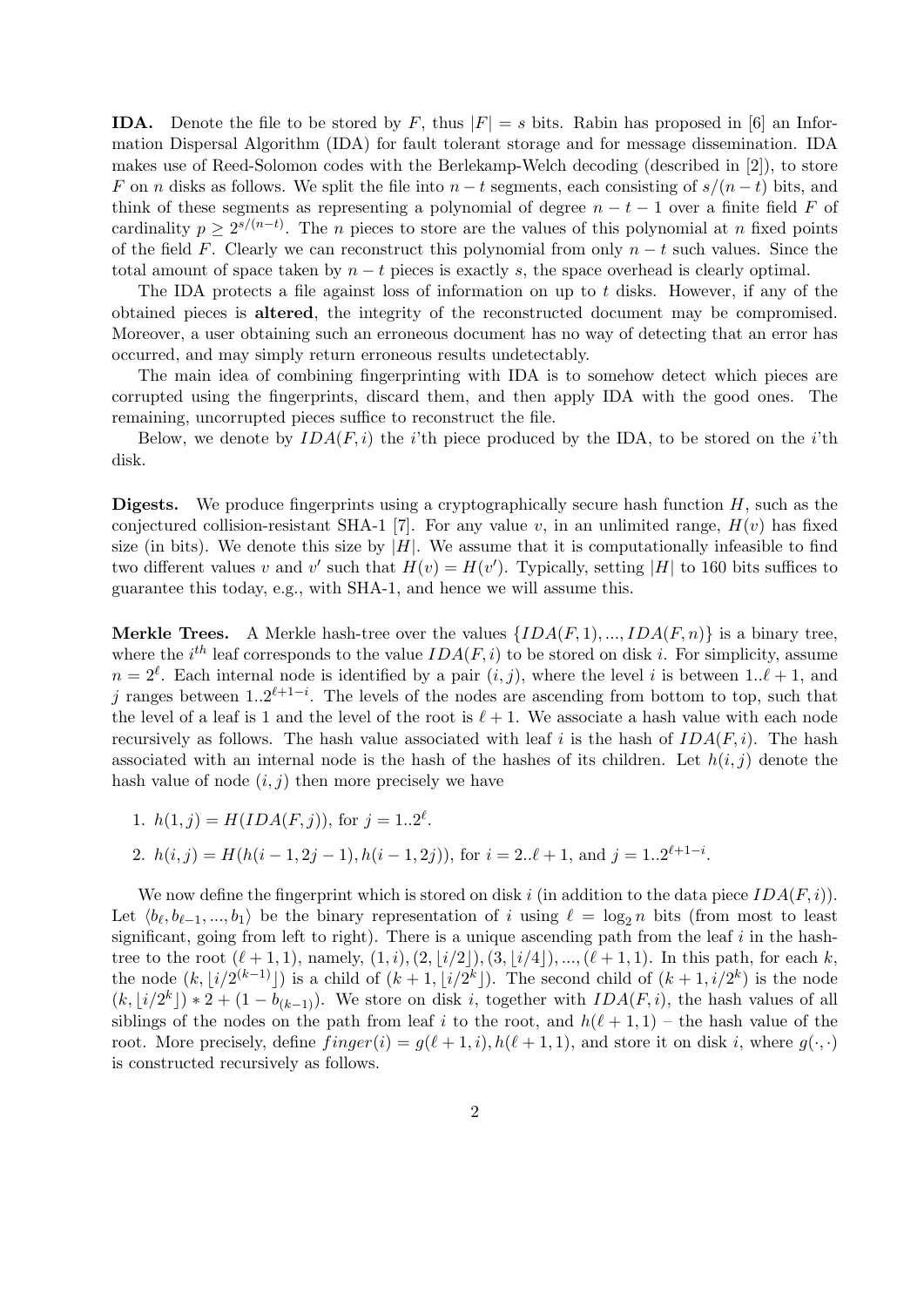**IDA.** Denote the file to be stored by $F$, thus $|F| = s$ bits. Rabin has proposed in [6] an Information Dispersal Algorithm (IDA) for fault tolerant storage and for message dissemination. IDA makes use of Reed-Solomon codes with the Berlekamp-Welch decoding (described in [2]), to store $F$ on $n$ disks as follows. We split the file into $n - t$ segments, each consisting of $s/(n - t)$ bits, and think of these segments as representing a polynomial of degree $n - t - 1$ over a finite field $F$ of cardinality $p \geq 2^{s/(n-t)}$. The $n$ pieces to store are the values of this polynomial at $n$ fixed points of the field $F$. Clearly we can reconstruct this polynomial from only $n - t$ such values. Since the total amount of space taken by $n - t$ pieces is exactly $s$, the space overhead is clearly optimal.

The IDA protects a file against loss of information on up to $t$ disks. However, if any of the obtained pieces is **altered**, the integrity of the reconstructed document may be compromised. Moreover, a user obtaining such an erroneous document has no way of detecting that an error has occurred, and may simply return erroneous results undetectably.

The main idea of combining fingerprinting with IDA is to somehow detect which pieces are corrupted using the fingerprints, discard them, and then apply IDA with the good ones. The remaining, uncorrupted pieces suffice to reconstruct the file.

Below, we denote by $IDA(F, i)$ the $i$'th piece produced by the IDA, to be stored on the $i$'th disk.

**Digests.** We produce fingerprints using a cryptographically secure hash function $H$, such as the conjectured collision-resistant SHA-1 [7]. For any value $v$, in an unlimited range, $H(v)$ has fixed size (in bits). We denote this size by $|H|$. We assume that it is computationally infeasible to find two different values $v$ and $v'$ such that $H(v) = H(v')$. Typically, setting $|H|$ to 160 bits suffices to guarantee this today, e.g., with SHA-1, and hence we will assume this.

**Merkle Trees.** A Merkle hash-tree over the values $\{IDA(F, 1), ..., IDA(F, n)\}$ is a binary tree, where the $i^{th}$ leaf corresponds to the value $IDA(F, i)$ to be stored on disk $i$. For simplicity, assume $n = 2^\ell$. Each internal node is identified by a pair $(i, j)$, where the level $i$ is between $1..\ell + 1$, and $j$ ranges between $1..2^{\ell+1-i}$. The levels of the nodes are ascending from bottom to top, such that the level of a leaf is 1 and the level of the root is $\ell + 1$. We associate a hash value with each node recursively as follows. The hash value associated with leaf $i$ is the hash of $IDA(F, i)$. The hash associated with an internal node is the hash of the hashes of its children. Let $h(i, j)$ denote the hash value of node $(i, j)$ then more precisely we have

1. $h(1, j) = H(IDA(F, j))$, for $j = 1..2^\ell$.
2. $h(i, j) = H(h(i - 1, 2j - 1), h(i - 1, 2j))$, for $i = 2..\ell + 1$, and $j = 1..2^{\ell+1-i}$.

We now define the fingerprint which is stored on disk $i$ (in addition to the data piece $IDA(F, i)$). Let $\langle b_\ell, b_{\ell-1}, ..., b_1 \rangle$ be the binary representation of $i$ using $\ell = \log_2 n$ bits (from most to least significant, going from left to right). There is a unique ascending path from the leaf $i$ in the hash-tree to the root $(\ell + 1, 1)$, namely, $(1, i), (2, \lfloor i/2 \rfloor), (3, \lfloor i/4 \rfloor), ..., (\ell + 1, 1)$. In this path, for each $k$, the node $(k, \lfloor i/2^{(k-1)} \rfloor)$ is a child of $(k + 1, \lfloor i/2^k \rfloor)$. The second child of $(k + 1, i/2^k)$ is the node $(k, \lfloor i/2^k \rfloor) * 2 + (1 - b_{(k-1)})$. We store on disk $i$, together with $IDA(F, i)$, the hash values of all siblings of the nodes on the path from leaf $i$ to the root, and $h(\ell + 1, 1)$ – the hash value of the root. More precisely, define $finger(i) = g(\ell + 1, i), h(\ell + 1, 1)$, and store it on disk $i$, where $g(\cdot, \cdot)$ is constructed recursively as follows.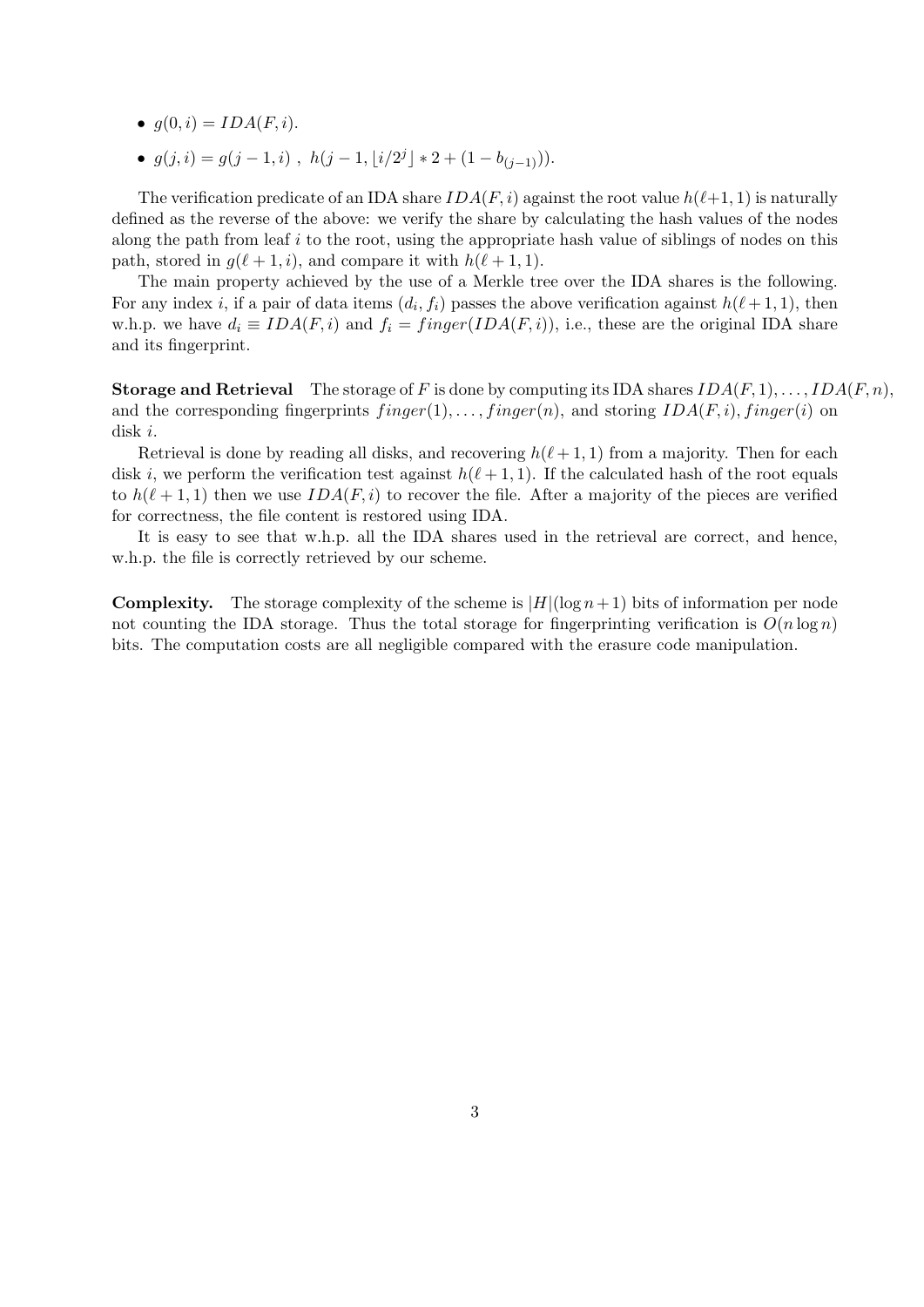- $g(0, i) = IDA(F, i)$.
- $g(j, i) = g(j-1, i)\ ,\ h(j-1, \lfloor i/2^j \rfloor * 2 + (1 - b_{(j-1)}))$.

The verification predicate of an IDA share $IDA(F, i)$ against the root value $h(\ell+1, 1)$ is naturally defined as the reverse of the above: we verify the share by calculating the hash values of the nodes along the path from leaf $i$ to the root, using the appropriate hash value of siblings of nodes on this path, stored in $g(\ell+1, i)$, and compare it with $h(\ell+1, 1)$.

The main property achieved by the use of a Merkle tree over the IDA shares is the following. For any index $i$, if a pair of data items $(d_i, f_i)$ passes the above verification against $h(\ell+1, 1)$, then w.h.p. we have $d_i \equiv IDA(F, i)$ and $f_i = finger(IDA(F, i))$, i.e., these are the original IDA share and its fingerprint.

**Storage and Retrieval** The storage of $F$ is done by computing its IDA shares $IDA(F, 1), \ldots, IDA(F, n)$, and the corresponding fingerprints $finger(1), \ldots, finger(n)$, and storing $IDA(F, i), finger(i)$ on disk $i$.

Retrieval is done by reading all disks, and recovering $h(\ell+1, 1)$ from a majority. Then for each disk $i$, we perform the verification test against $h(\ell+1, 1)$. If the calculated hash of the root equals to $h(\ell+1, 1)$ then we use $IDA(F, i)$ to recover the file. After a majority of the pieces are verified for correctness, the file content is restored using IDA.

It is easy to see that w.h.p. all the IDA shares used in the retrieval are correct, and hence, w.h.p. the file is correctly retrieved by our scheme.

**Complexity.** The storage complexity of the scheme is $|H|(\log n + 1)$ bits of information per node not counting the IDA storage. Thus the total storage for fingerprinting verification is $O(n \log n)$ bits. The computation costs are all negligible compared with the erasure code manipulation.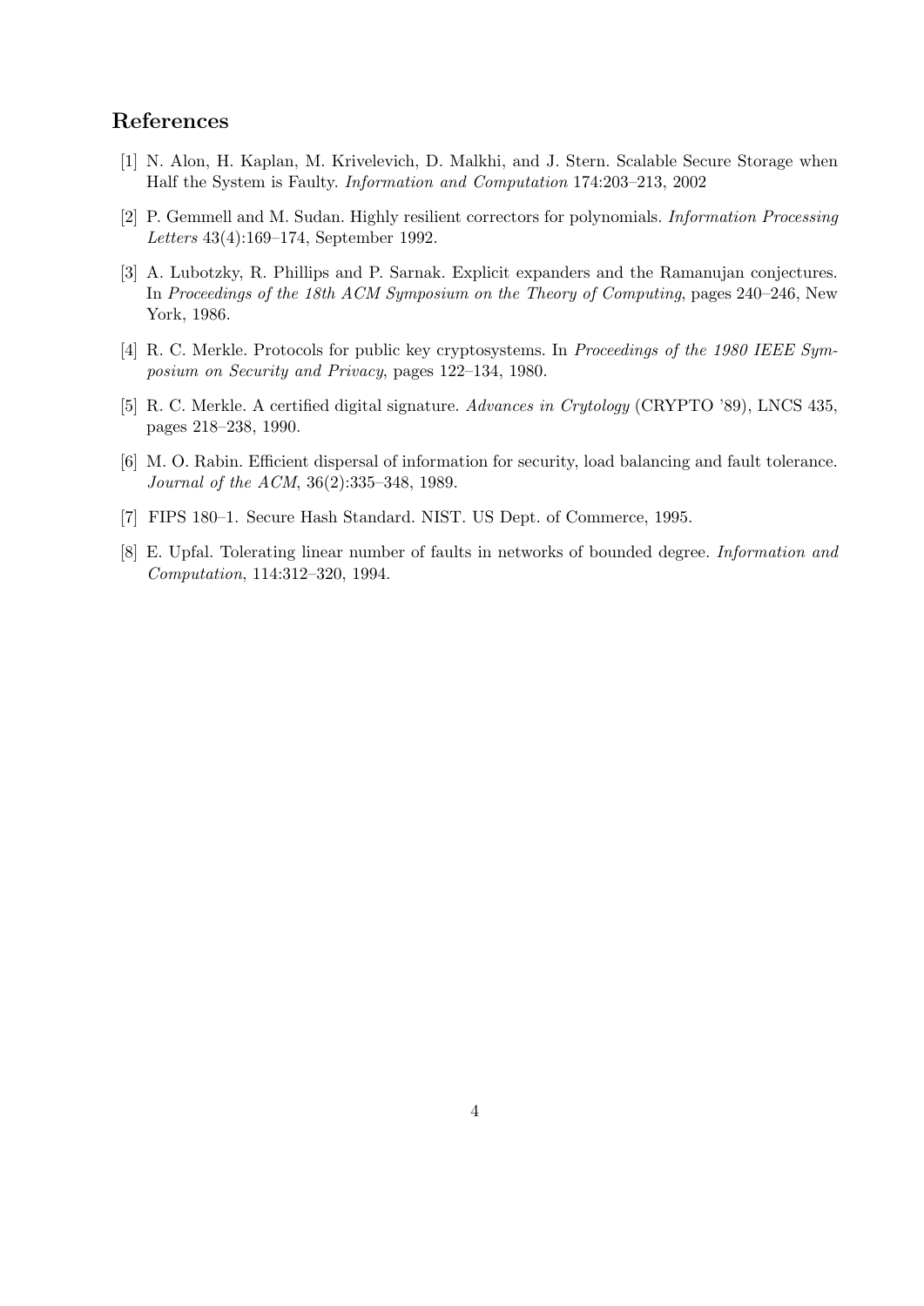## References

[1] N. Alon, H. Kaplan, M. Krivelevich, D. Malkhi, and J. Stern. Scalable Secure Storage when Half the System is Faulty. *Information and Computation* 174:203–213, 2002

[2] P. Gemmell and M. Sudan. Highly resilient correctors for polynomials. *Information Processing Letters* 43(4):169–174, September 1992.

[3] A. Lubotzky, R. Phillips and P. Sarnak. Explicit expanders and the Ramanujan conjectures. In *Proceedings of the 18th ACM Symposium on the Theory of Computing*, pages 240–246, New York, 1986.

[4] R. C. Merkle. Protocols for public key cryptosystems. In *Proceedings of the 1980 IEEE Symposium on Security and Privacy*, pages 122–134, 1980.

[5] R. C. Merkle. A certified digital signature. *Advances in Crytology* (CRYPTO '89), LNCS 435, pages 218–238, 1990.

[6] M. O. Rabin. Efficient dispersal of information for security, load balancing and fault tolerance. *Journal of the ACM*, 36(2):335–348, 1989.

[7] FIPS 180–1. Secure Hash Standard. NIST. US Dept. of Commerce, 1995.

[8] E. Upfal. Tolerating linear number of faults in networks of bounded degree. *Information and Computation*, 114:312–320, 1994.